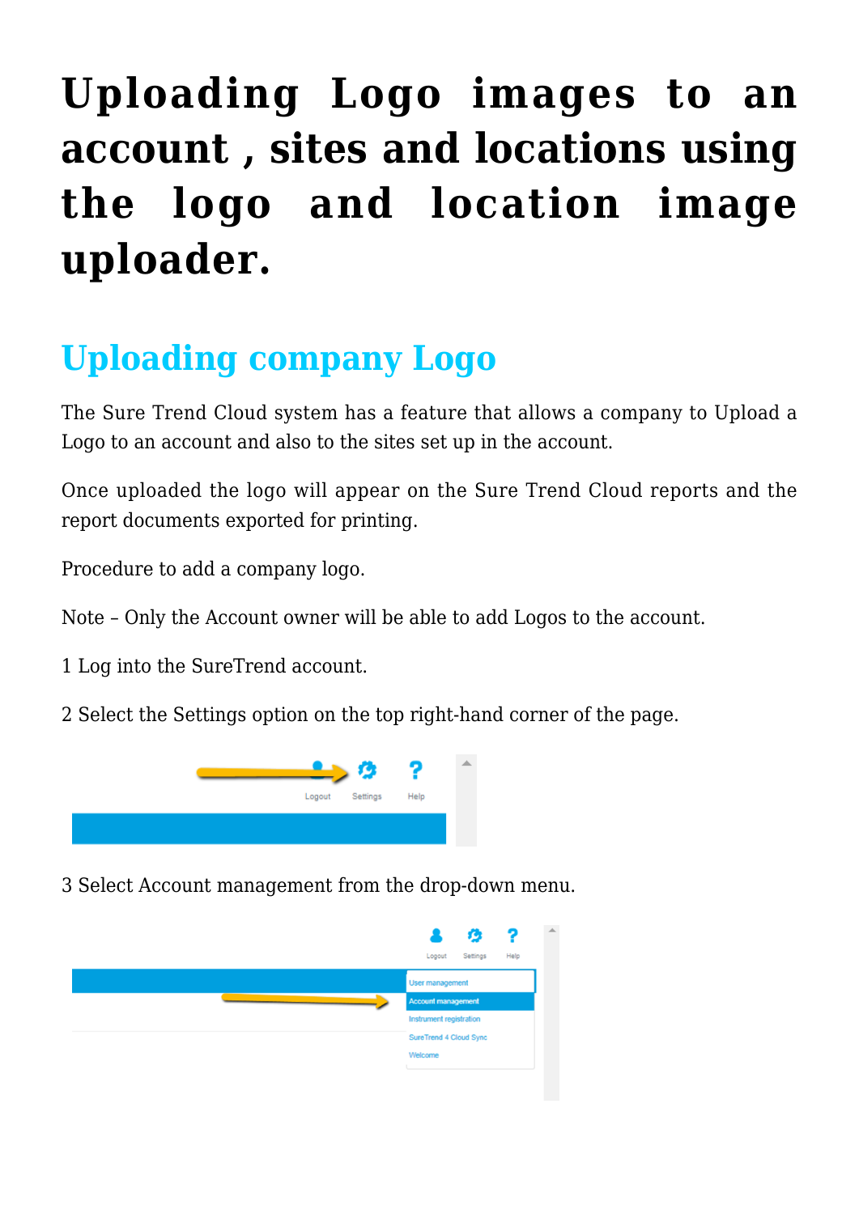# Uploading Logo images to an account , sites and locations using the logo and location image uploader.

## Uploading company Logo

The Sure Trend Cloud system has a feature that allows a company to Upload a Logo to an account and also to the sites set up in the account.

Once uploaded the logo will appear on the Sure Trend Cloud reports and the report documents exported for printing.

Procedure to add a company logo.

Note – Only the Account owner will be able to add Logos to the account.

1 Log into the SureTrend account.

2 Select the Settings option on the top right-hand corner of the page.

3 Select Account management from the drop-down menu.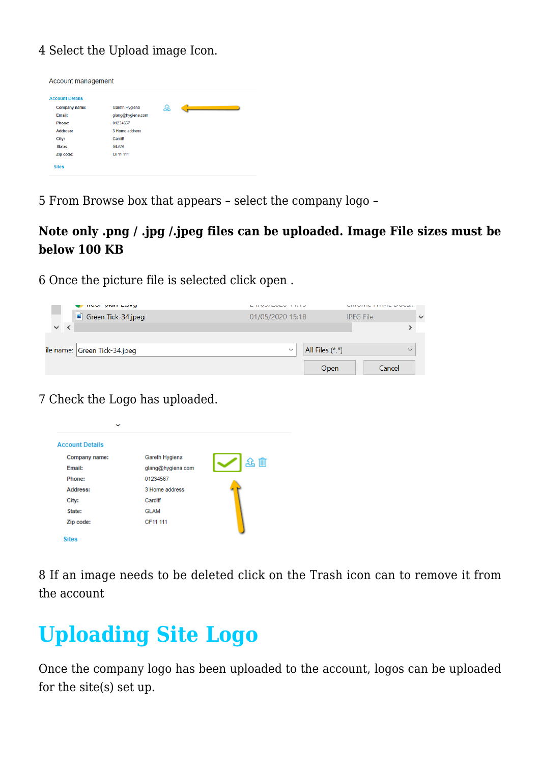4 Select the Upload image Icon.

5 From Browse box that appears – select the company logo –

**Note only .png / .jpg /.jpeg files can be uploaded. Image File sizes must be below 100 KB**

6 Once the picture file is selected click open .

7 Check the Logo has uploaded.

8 If an image needs to be deleted click on the Trash icon can to remove it from the account

## Uploading Site Logo

Once the company logo has been uploaded to the account, logos can be uploaded for the site(s) set up.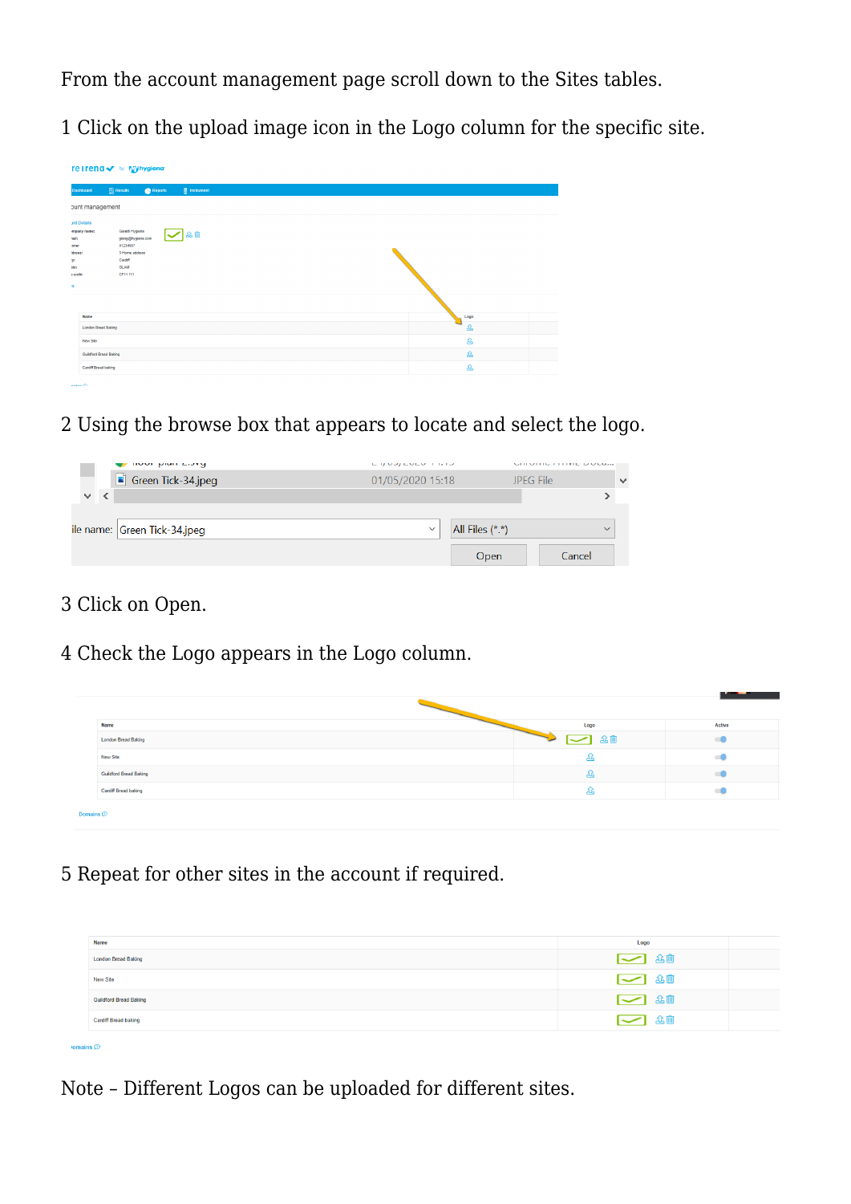From the account management page scroll down to the Sites tables.

1 Click on the upload image icon in the Logo column for the specific site.

2 Using the browse box that appears to locate and select the logo.

3 Click on Open.

4 Check the Logo appears in the Logo column.

5 Repeat for other sites in the account if required.

Note – Different Logos can be uploaded for different sites.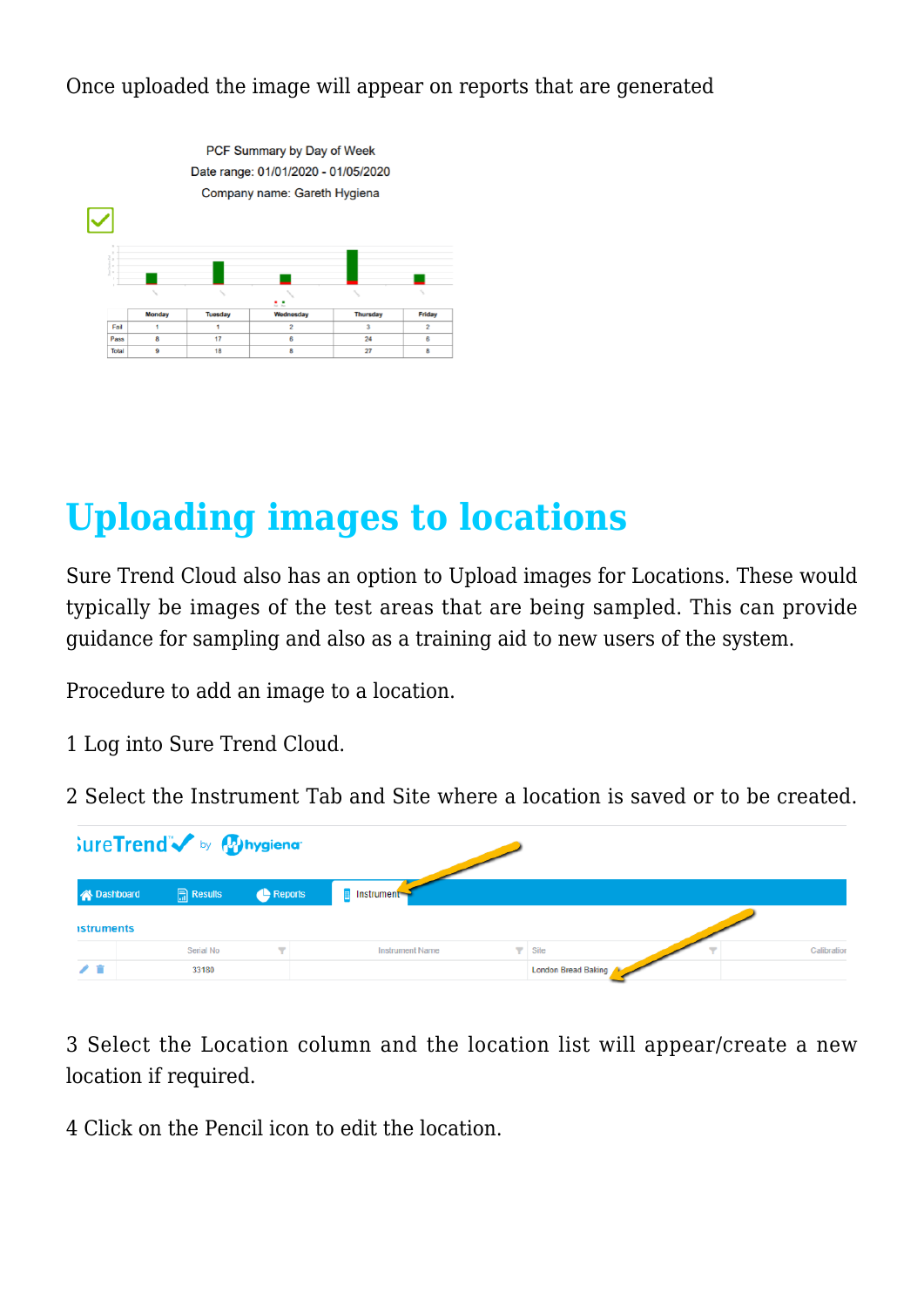Once uploaded the image will appear on reports that are generated

# Uploading images to locations

Sure Trend Cloud also has an option to Upload images for Locations. These would typically be images of the test areas that are being sampled. This can provide guidance for sampling and also as a training aid to new users of the system.

Procedure to add an image to a location.

1 Log into Sure Trend Cloud.

2 Select the Instrument Tab and Site where a location is saved or to be created.

3 Select the Location column and the location list will appear/create a new location if required.

4 Click on the Pencil icon to edit the location.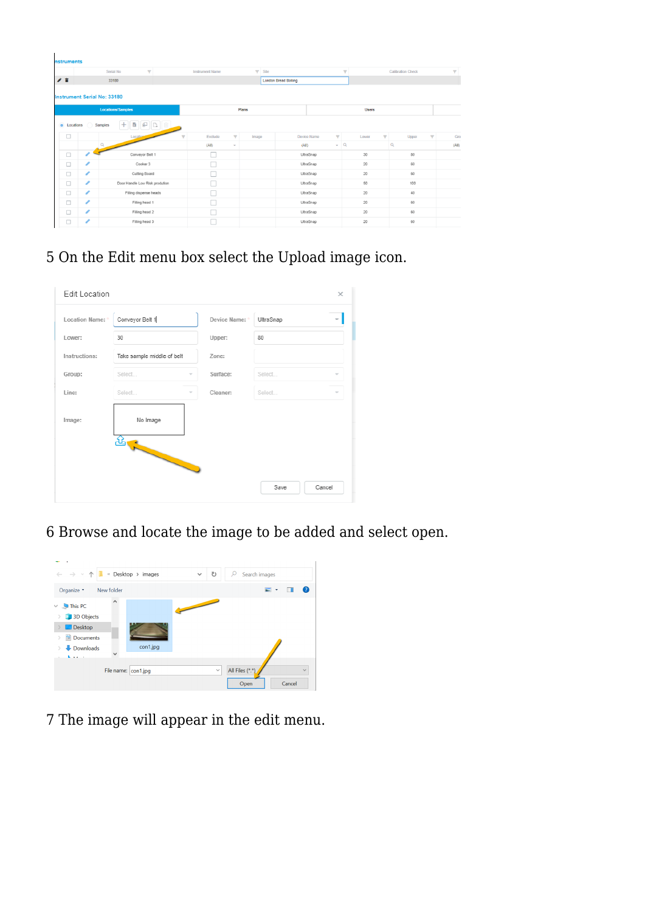5 On the Edit menu box select the Upload image icon.

6 Browse and locate the image to be added and select open.

7 The image will appear in the edit menu.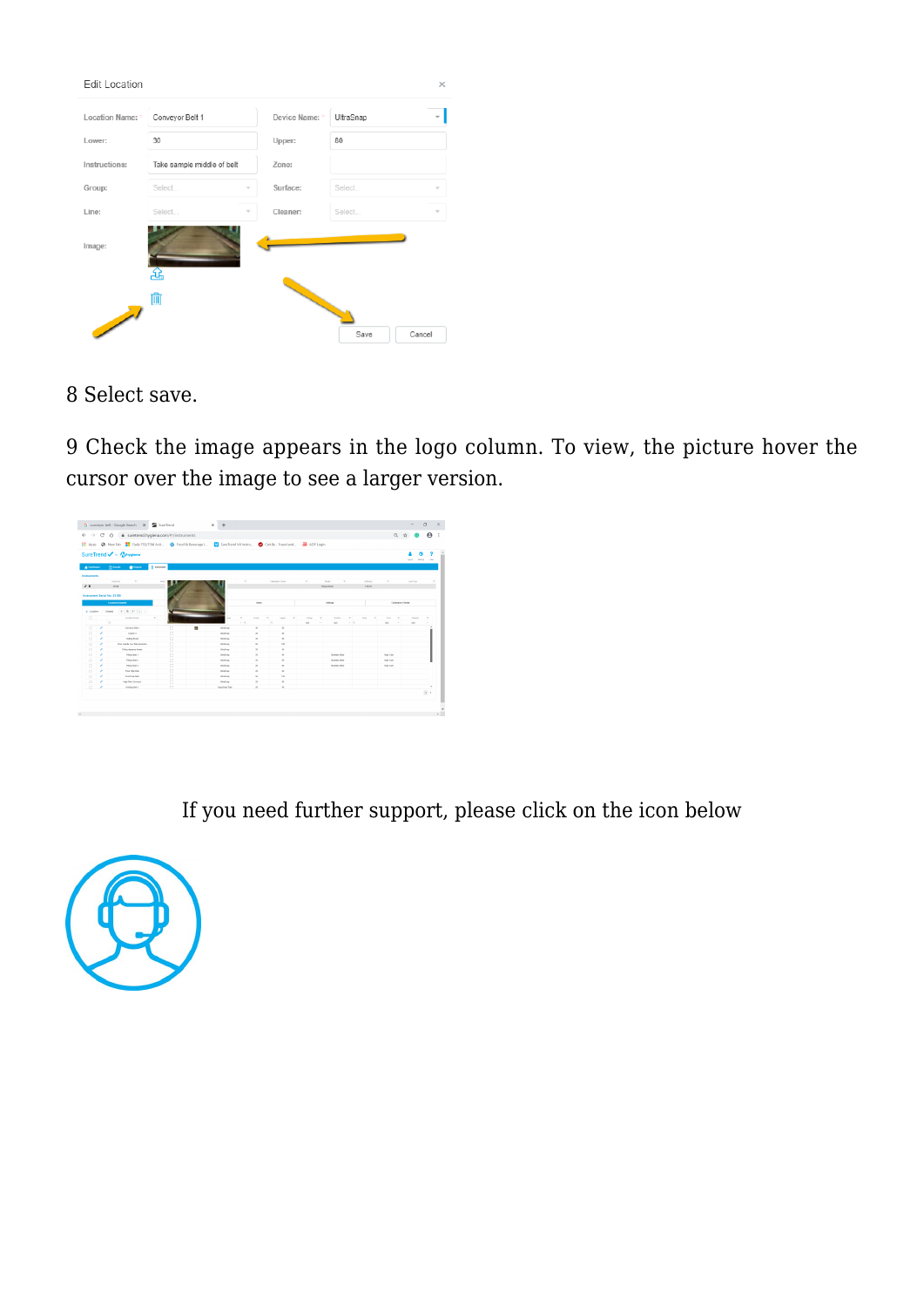8 Select save.

9 Check the image appears in the logo column. To view, the picture hover the cursor over the image to see a larger version.

If you need further support, please click on the icon below